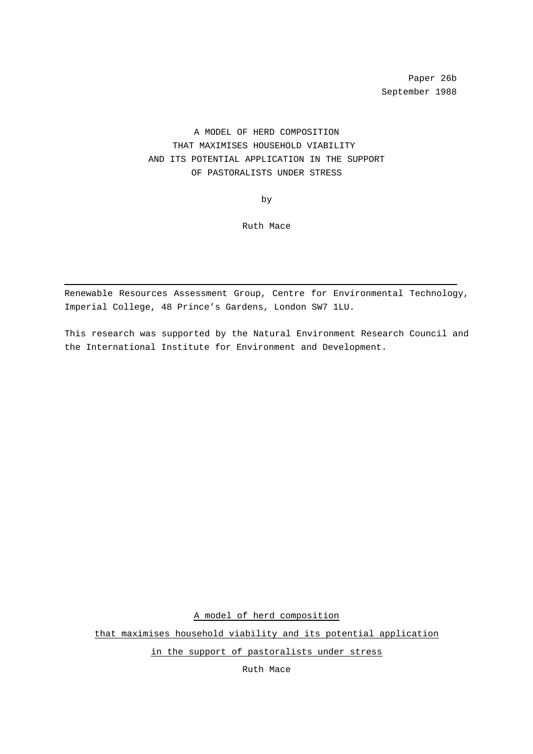Paper 26b
September 1988

# A MODEL OF HERD COMPOSITION THAT MAXIMISES HOUSEHOLD VIABILITY AND ITS POTENTIAL APPLICATION IN THE SUPPORT OF PASTORALISTS UNDER STRESS

by

Ruth Mace

---

Renewable Resources Assessment Group, Centre for Environmental Technology, Imperial College, 48 Prince's Gardens, London SW7 1LU.

This research was supported by the Natural Environment Research Council and the International Institute for Environment and Development.

## A model of herd composition that maximises household viability and its potential application in the support of pastoralists under stress

Ruth Mace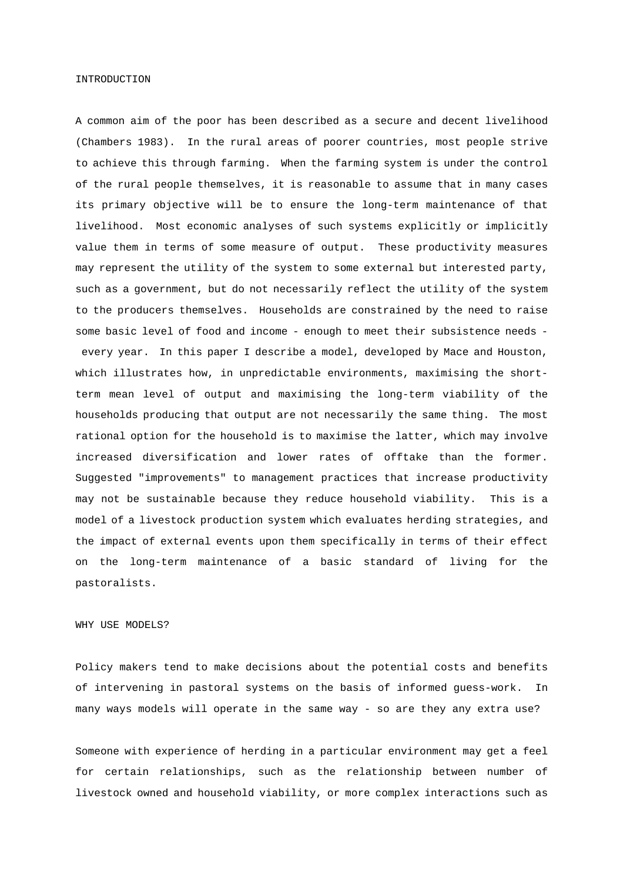## INTRODUCTION

A common aim of the poor has been described as a secure and decent livelihood (Chambers 1983). In the rural areas of poorer countries, most people strive to achieve this through farming. When the farming system is under the control of the rural people themselves, it is reasonable to assume that in many cases its primary objective will be to ensure the long-term maintenance of that livelihood. Most economic analyses of such systems explicitly or implicitly value them in terms of some measure of output. These productivity measures may represent the utility of the system to some external but interested party, such as a government, but do not necessarily reflect the utility of the system to the producers themselves. Households are constrained by the need to raise some basic level of food and income - enough to meet their subsistence needs - every year. In this paper I describe a model, developed by Mace and Houston, which illustrates how, in unpredictable environments, maximising the short-term mean level of output and maximising the long-term viability of the households producing that output are not necessarily the same thing. The most rational option for the household is to maximise the latter, which may involve increased diversification and lower rates of offtake than the former. Suggested "improvements" to management practices that increase productivity may not be sustainable because they reduce household viability. This is a model of a livestock production system which evaluates herding strategies, and the impact of external events upon them specifically in terms of their effect on the long-term maintenance of a basic standard of living for the pastoralists.

## WHY USE MODELS?

Policy makers tend to make decisions about the potential costs and benefits of intervening in pastoral systems on the basis of informed guess-work. In many ways models will operate in the same way - so are they any extra use?

Someone with experience of herding in a particular environment may get a feel for certain relationships, such as the relationship between number of livestock owned and household viability, or more complex interactions such as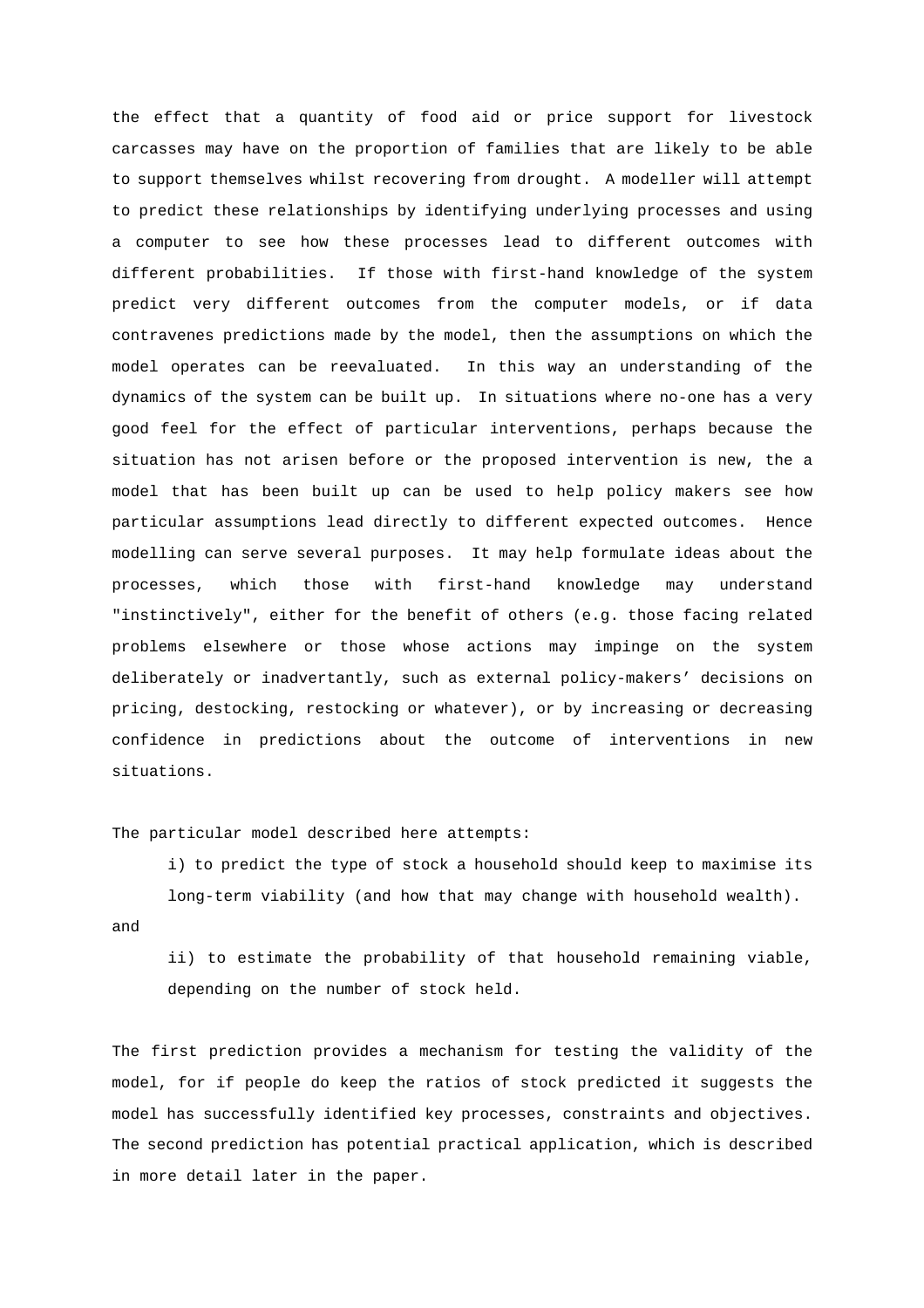the effect that a quantity of food aid or price support for livestock carcasses may have on the proportion of families that are likely to be able to support themselves whilst recovering from drought. A modeller will attempt to predict these relationships by identifying underlying processes and using a computer to see how these processes lead to different outcomes with different probabilities. If those with first-hand knowledge of the system predict very different outcomes from the computer models, or if data contravenes predictions made by the model, then the assumptions on which the model operates can be reevaluated. In this way an understanding of the dynamics of the system can be built up. In situations where no-one has a very good feel for the effect of particular interventions, perhaps because the situation has not arisen before or the proposed intervention is new, the a model that has been built up can be used to help policy makers see how particular assumptions lead directly to different expected outcomes. Hence modelling can serve several purposes. It may help formulate ideas about the processes, which those with first-hand knowledge may understand "instinctively", either for the benefit of others (e.g. those facing related problems elsewhere or those whose actions may impinge on the system deliberately or inadvertantly, such as external policy-makers' decisions on pricing, destocking, restocking or whatever), or by increasing or decreasing confidence in predictions about the outcome of interventions in new situations.

The particular model described here attempts:

i) to predict the type of stock a household should keep to maximise its long-term viability (and how that may change with household wealth).

and

ii) to estimate the probability of that household remaining viable, depending on the number of stock held.

The first prediction provides a mechanism for testing the validity of the model, for if people do keep the ratios of stock predicted it suggests the model has successfully identified key processes, constraints and objectives. The second prediction has potential practical application, which is described in more detail later in the paper.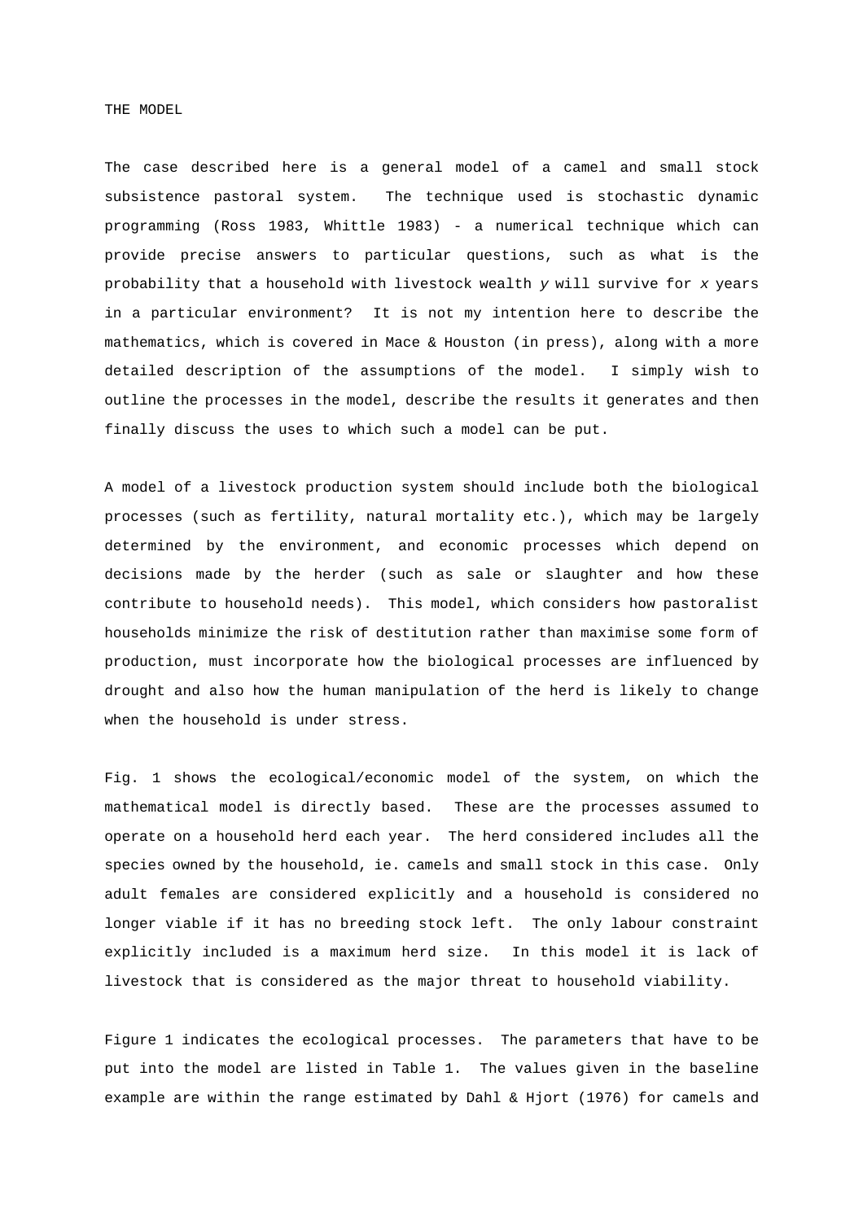## THE MODEL

The case described here is a general model of a camel and small stock subsistence pastoral system. The technique used is stochastic dynamic programming (Ross 1983, Whittle 1983) - a numerical technique which can provide precise answers to particular questions, such as what is the probability that a household with livestock wealth *y* will survive for *x* years in a particular environment? It is not my intention here to describe the mathematics, which is covered in Mace & Houston (in press), along with a more detailed description of the assumptions of the model. I simply wish to outline the processes in the model, describe the results it generates and then finally discuss the uses to which such a model can be put.

A model of a livestock production system should include both the biological processes (such as fertility, natural mortality etc.), which may be largely determined by the environment, and economic processes which depend on decisions made by the herder (such as sale or slaughter and how these contribute to household needs). This model, which considers how pastoralist households minimize the risk of destitution rather than maximise some form of production, must incorporate how the biological processes are influenced by drought and also how the human manipulation of the herd is likely to change when the household is under stress.

Fig. 1 shows the ecological/economic model of the system, on which the mathematical model is directly based. These are the processes assumed to operate on a household herd each year. The herd considered includes all the species owned by the household, ie. camels and small stock in this case. Only adult females are considered explicitly and a household is considered no longer viable if it has no breeding stock left. The only labour constraint explicitly included is a maximum herd size. In this model it is lack of livestock that is considered as the major threat to household viability.

Figure 1 indicates the ecological processes. The parameters that have to be put into the model are listed in Table 1. The values given in the baseline example are within the range estimated by Dahl & Hjort (1976) for camels and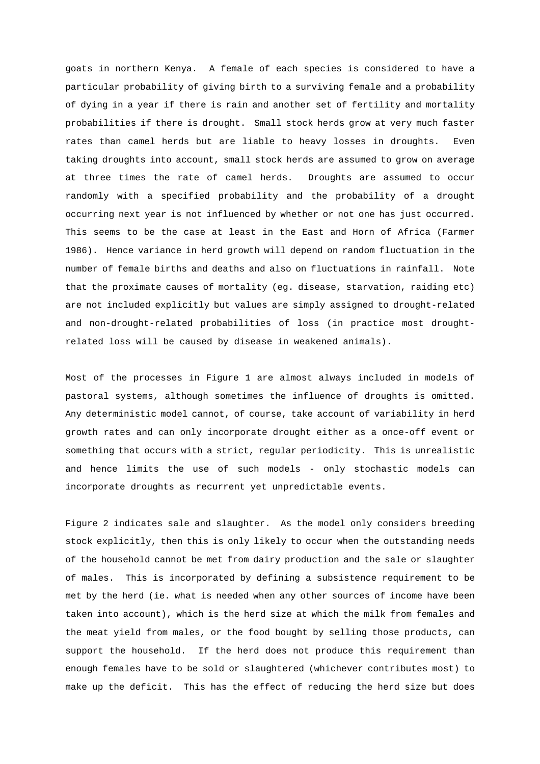goats in northern Kenya. A female of each species is considered to have a particular probability of giving birth to a surviving female and a probability of dying in a year if there is rain and another set of fertility and mortality probabilities if there is drought. Small stock herds grow at very much faster rates than camel herds but are liable to heavy losses in droughts. Even taking droughts into account, small stock herds are assumed to grow on average at three times the rate of camel herds. Droughts are assumed to occur randomly with a specified probability and the probability of a drought occurring next year is not influenced by whether or not one has just occurred. This seems to be the case at least in the East and Horn of Africa (Farmer 1986). Hence variance in herd growth will depend on random fluctuation in the number of female births and deaths and also on fluctuations in rainfall. Note that the proximate causes of mortality (eg. disease, starvation, raiding etc) are not included explicitly but values are simply assigned to drought-related and non-drought-related probabilities of loss (in practice most drought-related loss will be caused by disease in weakened animals).

Most of the processes in Figure 1 are almost always included in models of pastoral systems, although sometimes the influence of droughts is omitted. Any deterministic model cannot, of course, take account of variability in herd growth rates and can only incorporate drought either as a once-off event or something that occurs with a strict, regular periodicity. This is unrealistic and hence limits the use of such models - only stochastic models can incorporate droughts as recurrent yet unpredictable events.

Figure 2 indicates sale and slaughter. As the model only considers breeding stock explicitly, then this is only likely to occur when the outstanding needs of the household cannot be met from dairy production and the sale or slaughter of males. This is incorporated by defining a subsistence requirement to be met by the herd (ie. what is needed when any other sources of income have been taken into account), which is the herd size at which the milk from females and the meat yield from males, or the food bought by selling those products, can support the household. If the herd does not produce this requirement than enough females have to be sold or slaughtered (whichever contributes most) to make up the deficit. This has the effect of reducing the herd size but does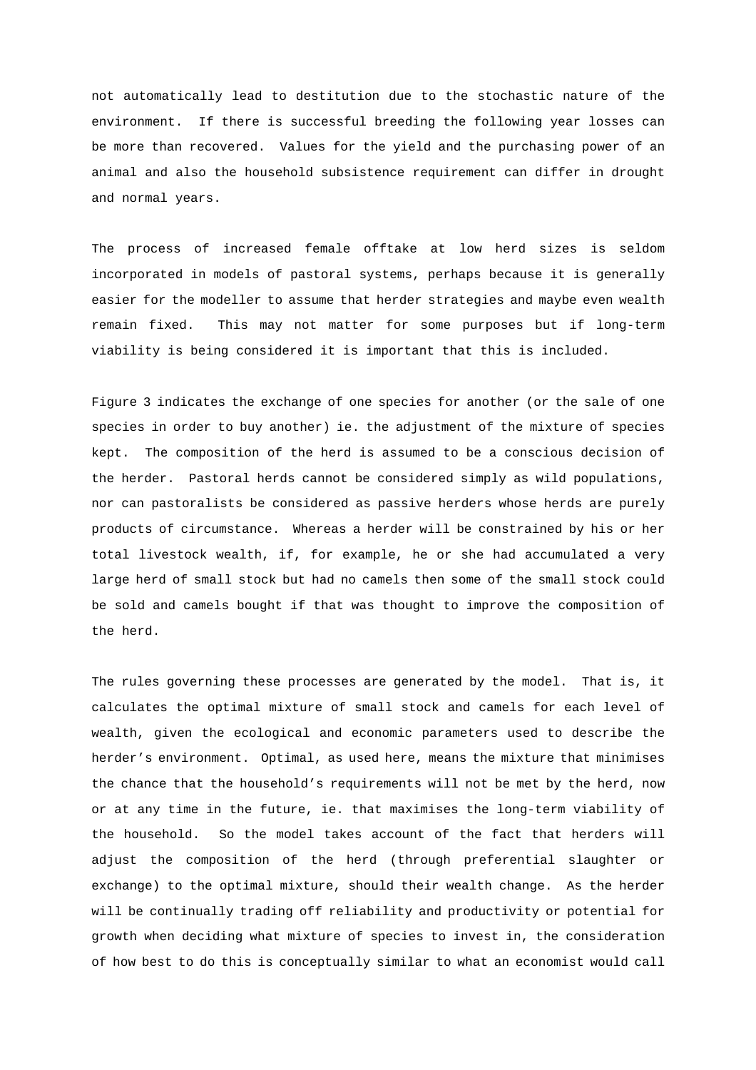not automatically lead to destitution due to the stochastic nature of the environment. If there is successful breeding the following year losses can be more than recovered. Values for the yield and the purchasing power of an animal and also the household subsistence requirement can differ in drought and normal years.

The process of increased female offtake at low herd sizes is seldom incorporated in models of pastoral systems, perhaps because it is generally easier for the modeller to assume that herder strategies and maybe even wealth remain fixed. This may not matter for some purposes but if long-term viability is being considered it is important that this is included.

Figure 3 indicates the exchange of one species for another (or the sale of one species in order to buy another) ie. the adjustment of the mixture of species kept. The composition of the herd is assumed to be a conscious decision of the herder. Pastoral herds cannot be considered simply as wild populations, nor can pastoralists be considered as passive herders whose herds are purely products of circumstance. Whereas a herder will be constrained by his or her total livestock wealth, if, for example, he or she had accumulated a very large herd of small stock but had no camels then some of the small stock could be sold and camels bought if that was thought to improve the composition of the herd.

The rules governing these processes are generated by the model. That is, it calculates the optimal mixture of small stock and camels for each level of wealth, given the ecological and economic parameters used to describe the herder's environment. Optimal, as used here, means the mixture that minimises the chance that the household's requirements will not be met by the herd, now or at any time in the future, ie. that maximises the long-term viability of the household. So the model takes account of the fact that herders will adjust the composition of the herd (through preferential slaughter or exchange) to the optimal mixture, should their wealth change. As the herder will be continually trading off reliability and productivity or potential for growth when deciding what mixture of species to invest in, the consideration of how best to do this is conceptually similar to what an economist would call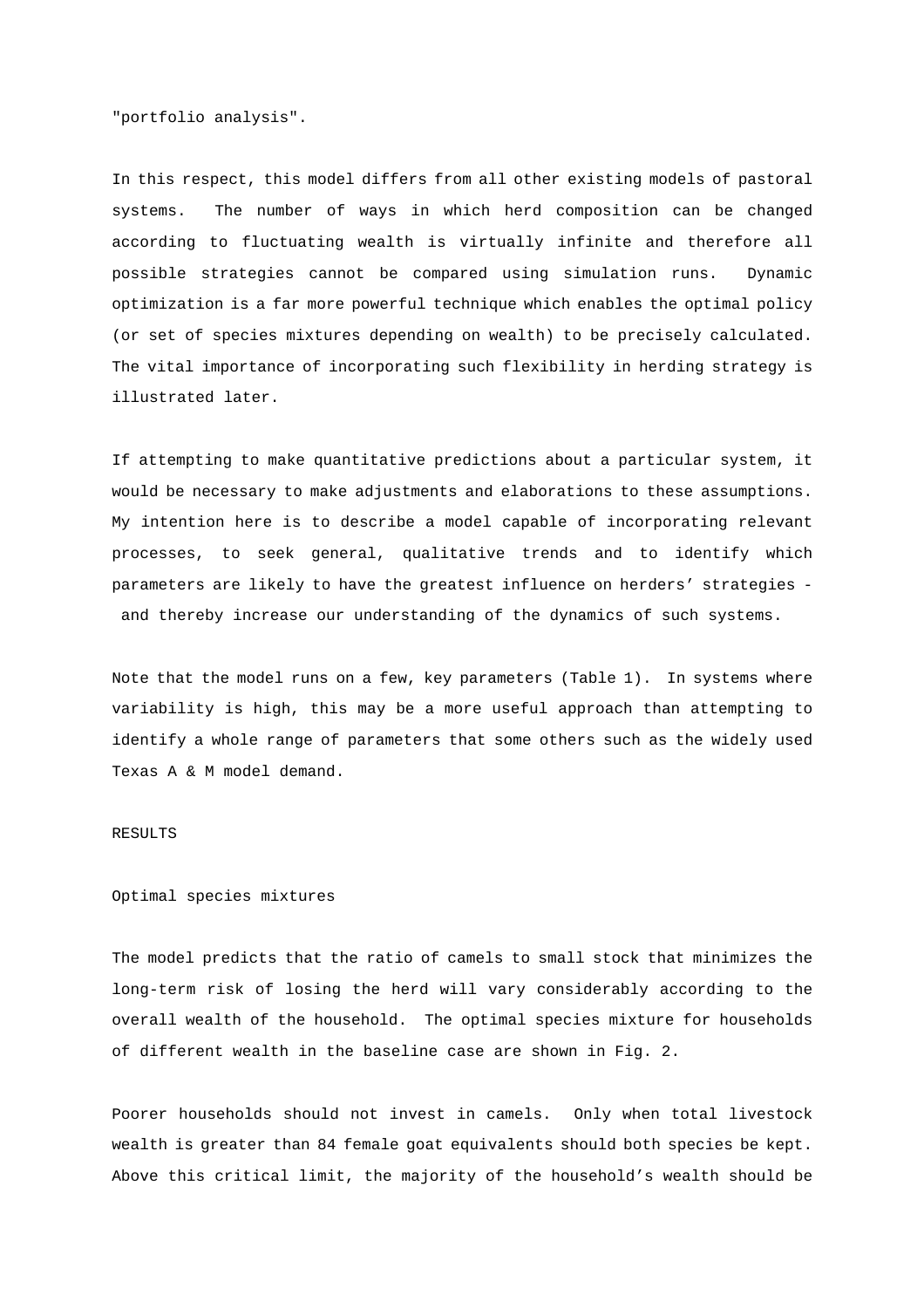"portfolio analysis".

In this respect, this model differs from all other existing models of pastoral systems. The number of ways in which herd composition can be changed according to fluctuating wealth is virtually infinite and therefore all possible strategies cannot be compared using simulation runs. Dynamic optimization is a far more powerful technique which enables the optimal policy (or set of species mixtures depending on wealth) to be precisely calculated. The vital importance of incorporating such flexibility in herding strategy is illustrated later.

If attempting to make quantitative predictions about a particular system, it would be necessary to make adjustments and elaborations to these assumptions. My intention here is to describe a model capable of incorporating relevant processes, to seek general, qualitative trends and to identify which parameters are likely to have the greatest influence on herders' strategies - and thereby increase our understanding of the dynamics of such systems.

Note that the model runs on a few, key parameters (Table 1). In systems where variability is high, this may be a more useful approach than attempting to identify a whole range of parameters that some others such as the widely used Texas A & M model demand.

## RESULTS

### Optimal species mixtures

The model predicts that the ratio of camels to small stock that minimizes the long-term risk of losing the herd will vary considerably according to the overall wealth of the household. The optimal species mixture for households of different wealth in the baseline case are shown in Fig. 2.

Poorer households should not invest in camels. Only when total livestock wealth is greater than 84 female goat equivalents should both species be kept. Above this critical limit, the majority of the household's wealth should be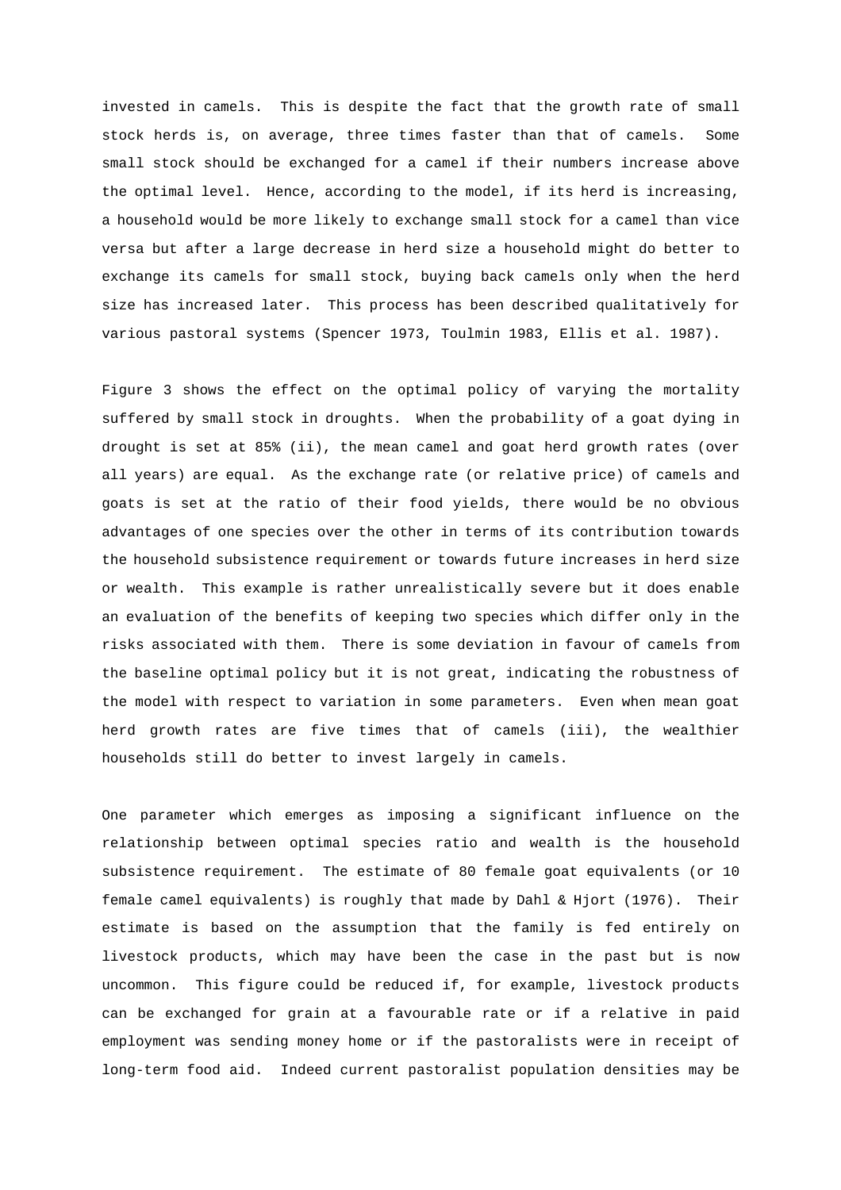invested in camels. This is despite the fact that the growth rate of small stock herds is, on average, three times faster than that of camels. Some small stock should be exchanged for a camel if their numbers increase above the optimal level. Hence, according to the model, if its herd is increasing, a household would be more likely to exchange small stock for a camel than vice versa but after a large decrease in herd size a household might do better to exchange its camels for small stock, buying back camels only when the herd size has increased later. This process has been described qualitatively for various pastoral systems (Spencer 1973, Toulmin 1983, Ellis et al. 1987).

Figure 3 shows the effect on the optimal policy of varying the mortality suffered by small stock in droughts. When the probability of a goat dying in drought is set at 85% (ii), the mean camel and goat herd growth rates (over all years) are equal. As the exchange rate (or relative price) of camels and goats is set at the ratio of their food yields, there would be no obvious advantages of one species over the other in terms of its contribution towards the household subsistence requirement or towards future increases in herd size or wealth. This example is rather unrealistically severe but it does enable an evaluation of the benefits of keeping two species which differ only in the risks associated with them. There is some deviation in favour of camels from the baseline optimal policy but it is not great, indicating the robustness of the model with respect to variation in some parameters. Even when mean goat herd growth rates are five times that of camels (iii), the wealthier households still do better to invest largely in camels.

One parameter which emerges as imposing a significant influence on the relationship between optimal species ratio and wealth is the household subsistence requirement. The estimate of 80 female goat equivalents (or 10 female camel equivalents) is roughly that made by Dahl & Hjort (1976). Their estimate is based on the assumption that the family is fed entirely on livestock products, which may have been the case in the past but is now uncommon. This figure could be reduced if, for example, livestock products can be exchanged for grain at a favourable rate or if a relative in paid employment was sending money home or if the pastoralists were in receipt of long-term food aid. Indeed current pastoralist population densities may be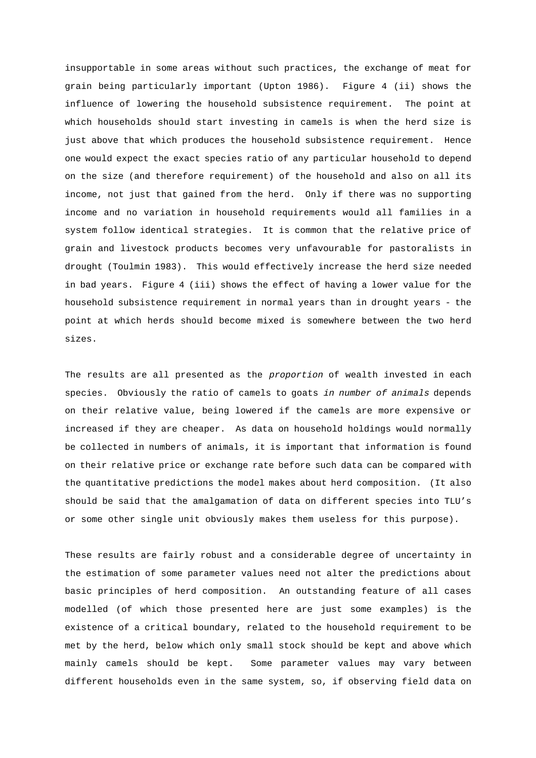insupportable in some areas without such practices, the exchange of meat for grain being particularly important (Upton 1986). Figure 4 (ii) shows the influence of lowering the household subsistence requirement. The point at which households should start investing in camels is when the herd size is just above that which produces the household subsistence requirement. Hence one would expect the exact species ratio of any particular household to depend on the size (and therefore requirement) of the household and also on all its income, not just that gained from the herd. Only if there was no supporting income and no variation in household requirements would all families in a system follow identical strategies. It is common that the relative price of grain and livestock products becomes very unfavourable for pastoralists in drought (Toulmin 1983). This would effectively increase the herd size needed in bad years. Figure 4 (iii) shows the effect of having a lower value for the household subsistence requirement in normal years than in drought years - the point at which herds should become mixed is somewhere between the two herd sizes.

The results are all presented as the *proportion* of wealth invested in each species. Obviously the ratio of camels to goats *in number of animals* depends on their relative value, being lowered if the camels are more expensive or increased if they are cheaper. As data on household holdings would normally be collected in numbers of animals, it is important that information is found on their relative price or exchange rate before such data can be compared with the quantitative predictions the model makes about herd composition. (It also should be said that the amalgamation of data on different species into TLU's or some other single unit obviously makes them useless for this purpose).

These results are fairly robust and a considerable degree of uncertainty in the estimation of some parameter values need not alter the predictions about basic principles of herd composition. An outstanding feature of all cases modelled (of which those presented here are just some examples) is the existence of a critical boundary, related to the household requirement to be met by the herd, below which only small stock should be kept and above which mainly camels should be kept. Some parameter values may vary between different households even in the same system, so, if observing field data on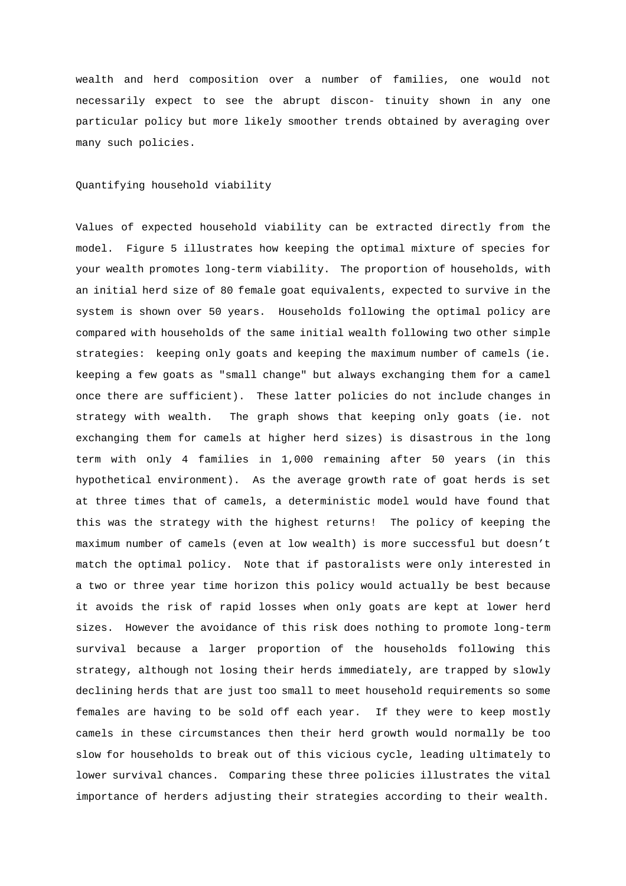wealth and herd composition over a number of families, one would not necessarily expect to see the abrupt discon- tinuity shown in any one particular policy but more likely smoother trends obtained by averaging over many such policies.

## Quantifying household viability

Values of expected household viability can be extracted directly from the model. Figure 5 illustrates how keeping the optimal mixture of species for your wealth promotes long-term viability. The proportion of households, with an initial herd size of 80 female goat equivalents, expected to survive in the system is shown over 50 years. Households following the optimal policy are compared with households of the same initial wealth following two other simple strategies: keeping only goats and keeping the maximum number of camels (ie. keeping a few goats as "small change" but always exchanging them for a camel once there are sufficient). These latter policies do not include changes in strategy with wealth. The graph shows that keeping only goats (ie. not exchanging them for camels at higher herd sizes) is disastrous in the long term with only 4 families in 1,000 remaining after 50 years (in this hypothetical environment). As the average growth rate of goat herds is set at three times that of camels, a deterministic model would have found that this was the strategy with the highest returns! The policy of keeping the maximum number of camels (even at low wealth) is more successful but doesn't match the optimal policy. Note that if pastoralists were only interested in a two or three year time horizon this policy would actually be best because it avoids the risk of rapid losses when only goats are kept at lower herd sizes. However the avoidance of this risk does nothing to promote long-term survival because a larger proportion of the households following this strategy, although not losing their herds immediately, are trapped by slowly declining herds that are just too small to meet household requirements so some females are having to be sold off each year. If they were to keep mostly camels in these circumstances then their herd growth would normally be too slow for households to break out of this vicious cycle, leading ultimately to lower survival chances. Comparing these three policies illustrates the vital importance of herders adjusting their strategies according to their wealth.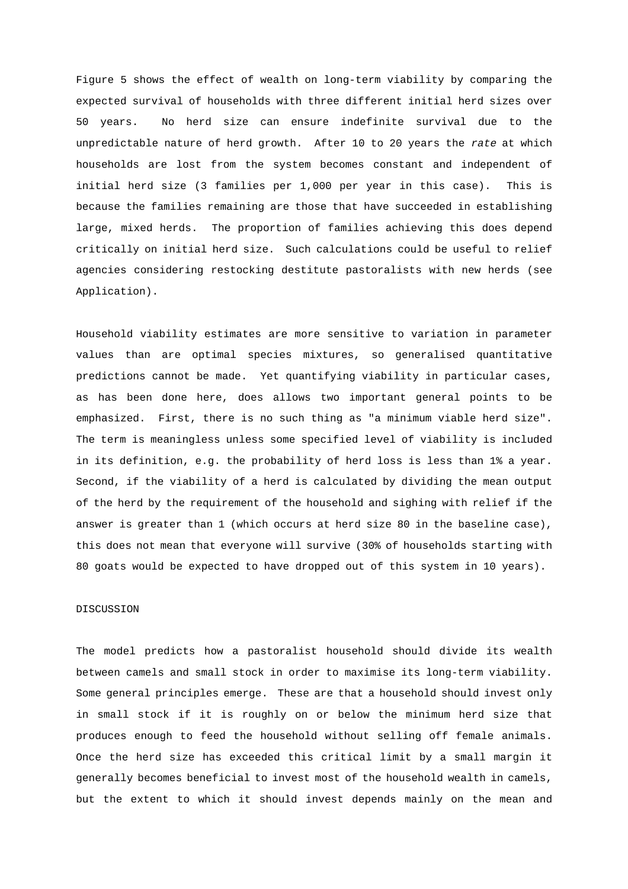Figure 5 shows the effect of wealth on long-term viability by comparing the expected survival of households with three different initial herd sizes over 50 years. No herd size can ensure indefinite survival due to the unpredictable nature of herd growth. After 10 to 20 years the *rate* at which households are lost from the system becomes constant and independent of initial herd size (3 families per 1,000 per year in this case). This is because the families remaining are those that have succeeded in establishing large, mixed herds. The proportion of families achieving this does depend critically on initial herd size. Such calculations could be useful to relief agencies considering restocking destitute pastoralists with new herds (see Application).

Household viability estimates are more sensitive to variation in parameter values than are optimal species mixtures, so generalised quantitative predictions cannot be made. Yet quantifying viability in particular cases, as has been done here, does allows two important general points to be emphasized. First, there is no such thing as "a minimum viable herd size". The term is meaningless unless some specified level of viability is included in its definition, e.g. the probability of herd loss is less than 1% a year. Second, if the viability of a herd is calculated by dividing the mean output of the herd by the requirement of the household and sighing with relief if the answer is greater than 1 (which occurs at herd size 80 in the baseline case), this does not mean that everyone will survive (30% of households starting with 80 goats would be expected to have dropped out of this system in 10 years).

## DISCUSSION

The model predicts how a pastoralist household should divide its wealth between camels and small stock in order to maximise its long-term viability. Some general principles emerge. These are that a household should invest only in small stock if it is roughly on or below the minimum herd size that produces enough to feed the household without selling off female animals. Once the herd size has exceeded this critical limit by a small margin it generally becomes beneficial to invest most of the household wealth in camels, but the extent to which it should invest depends mainly on the mean and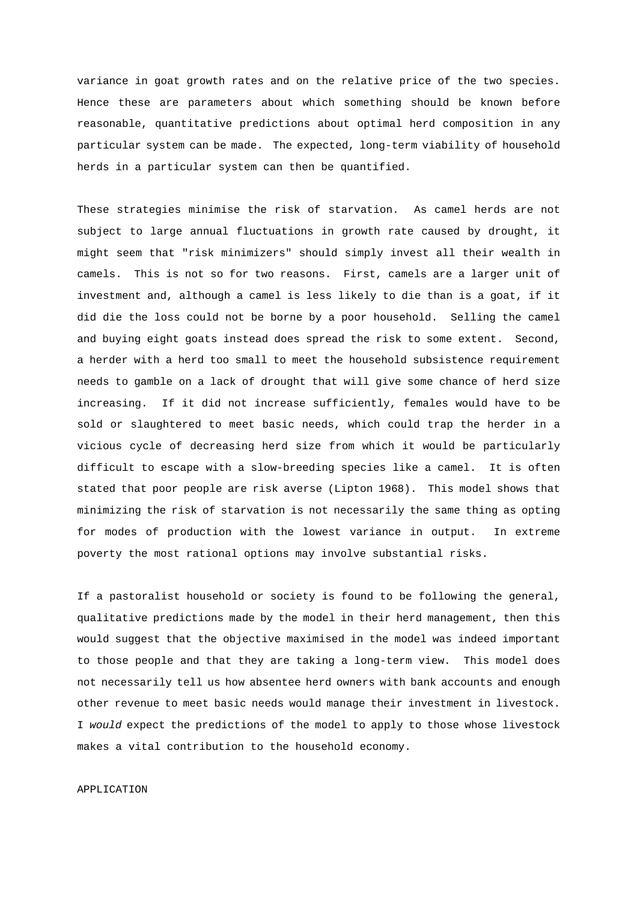variance in goat growth rates and on the relative price of the two species. Hence these are parameters about which something should be known before reasonable, quantitative predictions about optimal herd composition in any particular system can be made. The expected, long-term viability of household herds in a particular system can then be quantified.

These strategies minimise the risk of starvation. As camel herds are not subject to large annual fluctuations in growth rate caused by drought, it might seem that "risk minimizers" should simply invest all their wealth in camels. This is not so for two reasons. First, camels are a larger unit of investment and, although a camel is less likely to die than is a goat, if it did die the loss could not be borne by a poor household. Selling the camel and buying eight goats instead does spread the risk to some extent. Second, a herder with a herd too small to meet the household subsistence requirement needs to gamble on a lack of drought that will give some chance of herd size increasing. If it did not increase sufficiently, females would have to be sold or slaughtered to meet basic needs, which could trap the herder in a vicious cycle of decreasing herd size from which it would be particularly difficult to escape with a slow-breeding species like a camel. It is often stated that poor people are risk averse (Lipton 1968). This model shows that minimizing the risk of starvation is not necessarily the same thing as opting for modes of production with the lowest variance in output. In extreme poverty the most rational options may involve substantial risks.

If a pastoralist household or society is found to be following the general, qualitative predictions made by the model in their herd management, then this would suggest that the objective maximised in the model was indeed important to those people and that they are taking a long-term view. This model does not necessarily tell us how absentee herd owners with bank accounts and enough other revenue to meet basic needs would manage their investment in livestock. I *would* expect the predictions of the model to apply to those whose livestock makes a vital contribution to the household economy.

APPLICATION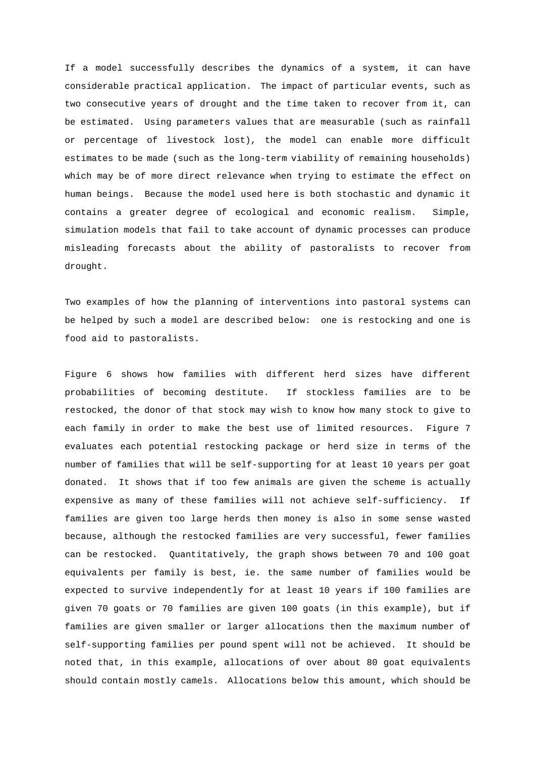If a model successfully describes the dynamics of a system, it can have considerable practical application. The impact of particular events, such as two consecutive years of drought and the time taken to recover from it, can be estimated. Using parameters values that are measurable (such as rainfall or percentage of livestock lost), the model can enable more difficult estimates to be made (such as the long-term viability of remaining households) which may be of more direct relevance when trying to estimate the effect on human beings. Because the model used here is both stochastic and dynamic it contains a greater degree of ecological and economic realism. Simple, simulation models that fail to take account of dynamic processes can produce misleading forecasts about the ability of pastoralists to recover from drought.

Two examples of how the planning of interventions into pastoral systems can be helped by such a model are described below: one is restocking and one is food aid to pastoralists.

Figure 6 shows how families with different herd sizes have different probabilities of becoming destitute. If stockless families are to be restocked, the donor of that stock may wish to know how many stock to give to each family in order to make the best use of limited resources. Figure 7 evaluates each potential restocking package or herd size in terms of the number of families that will be self-supporting for at least 10 years per goat donated. It shows that if too few animals are given the scheme is actually expensive as many of these families will not achieve self-sufficiency. If families are given too large herds then money is also in some sense wasted because, although the restocked families are very successful, fewer families can be restocked. Quantitatively, the graph shows between 70 and 100 goat equivalents per family is best, ie. the same number of families would be expected to survive independently for at least 10 years if 100 families are given 70 goats or 70 families are given 100 goats (in this example), but if families are given smaller or larger allocations then the maximum number of self-supporting families per pound spent will not be achieved. It should be noted that, in this example, allocations of over about 80 goat equivalents should contain mostly camels. Allocations below this amount, which should be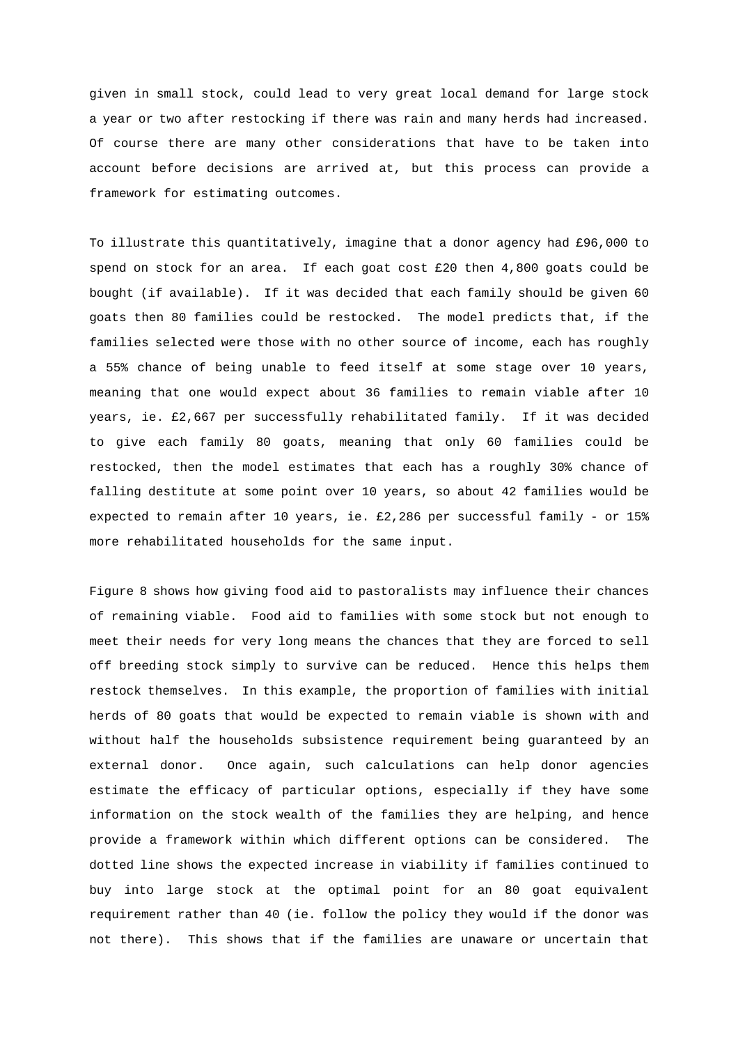given in small stock, could lead to very great local demand for large stock a year or two after restocking if there was rain and many herds had increased. Of course there are many other considerations that have to be taken into account before decisions are arrived at, but this process can provide a framework for estimating outcomes.

To illustrate this quantitatively, imagine that a donor agency had £96,000 to spend on stock for an area. If each goat cost £20 then 4,800 goats could be bought (if available). If it was decided that each family should be given 60 goats then 80 families could be restocked. The model predicts that, if the families selected were those with no other source of income, each has roughly a 55% chance of being unable to feed itself at some stage over 10 years, meaning that one would expect about 36 families to remain viable after 10 years, ie. £2,667 per successfully rehabilitated family. If it was decided to give each family 80 goats, meaning that only 60 families could be restocked, then the model estimates that each has a roughly 30% chance of falling destitute at some point over 10 years, so about 42 families would be expected to remain after 10 years, ie. £2,286 per successful family - or 15% more rehabilitated households for the same input.

Figure 8 shows how giving food aid to pastoralists may influence their chances of remaining viable. Food aid to families with some stock but not enough to meet their needs for very long means the chances that they are forced to sell off breeding stock simply to survive can be reduced. Hence this helps them restock themselves. In this example, the proportion of families with initial herds of 80 goats that would be expected to remain viable is shown with and without half the households subsistence requirement being guaranteed by an external donor. Once again, such calculations can help donor agencies estimate the efficacy of particular options, especially if they have some information on the stock wealth of the families they are helping, and hence provide a framework within which different options can be considered. The dotted line shows the expected increase in viability if families continued to buy into large stock at the optimal point for an 80 goat equivalent requirement rather than 40 (ie. follow the policy they would if the donor was not there). This shows that if the families are unaware or uncertain that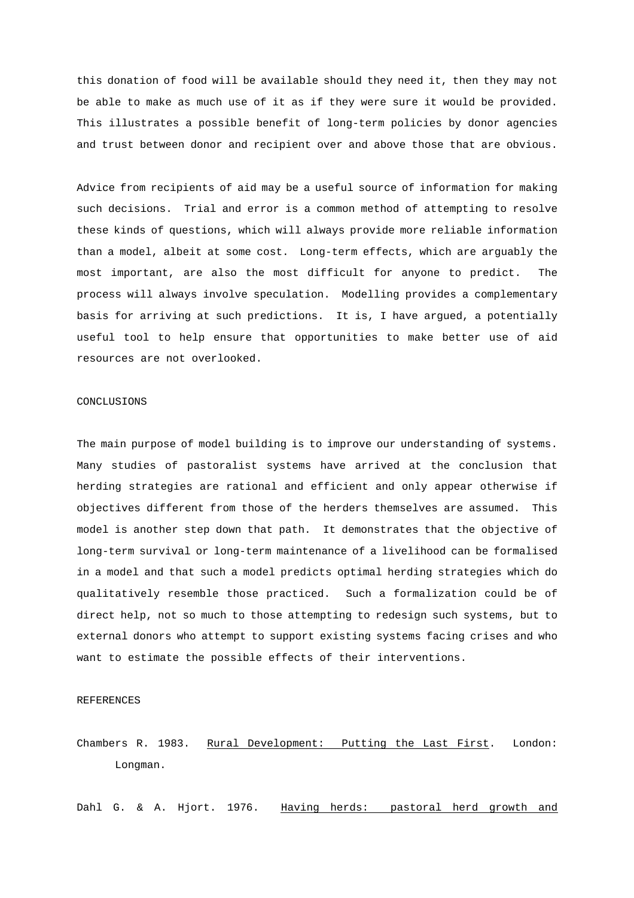this donation of food will be available should they need it, then they may not be able to make as much use of it as if they were sure it would be provided. This illustrates a possible benefit of long-term policies by donor agencies and trust between donor and recipient over and above those that are obvious.

Advice from recipients of aid may be a useful source of information for making such decisions. Trial and error is a common method of attempting to resolve these kinds of questions, which will always provide more reliable information than a model, albeit at some cost. Long-term effects, which are arguably the most important, are also the most difficult for anyone to predict. The process will always involve speculation. Modelling provides a complementary basis for arriving at such predictions. It is, I have argued, a potentially useful tool to help ensure that opportunities to make better use of aid resources are not overlooked.

## CONCLUSIONS

The main purpose of model building is to improve our understanding of systems. Many studies of pastoralist systems have arrived at the conclusion that herding strategies are rational and efficient and only appear otherwise if objectives different from those of the herders themselves are assumed. This model is another step down that path. It demonstrates that the objective of long-term survival or long-term maintenance of a livelihood can be formalised in a model and that such a model predicts optimal herding strategies which do qualitatively resemble those practiced. Such a formalization could be of direct help, not so much to those attempting to redesign such systems, but to external donors who attempt to support existing systems facing crises and who want to estimate the possible effects of their interventions.

## REFERENCES

Chambers R. 1983. Rural Development: Putting the Last First. London: Longman.

Dahl G. & A. Hjort. 1976. Having herds: pastoral herd growth and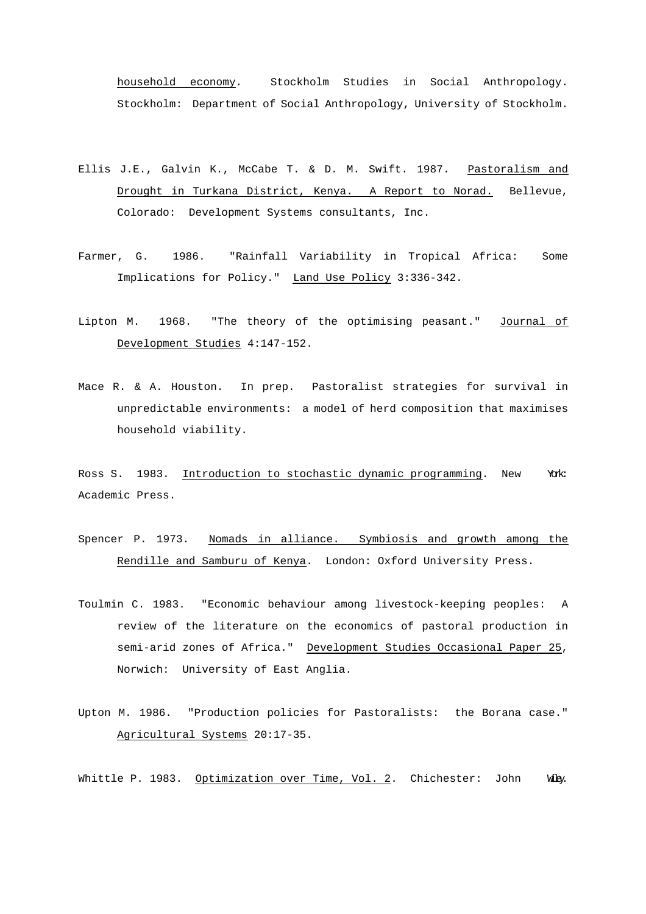household economy. Stockholm Studies in Social Anthropology. Stockholm: Department of Social Anthropology, University of Stockholm.

Ellis J.E., Galvin K., McCabe T. & D. M. Swift. 1987. Pastoralism and Drought in Turkana District, Kenya. A Report to Norad. Bellevue, Colorado: Development Systems consultants, Inc.

Farmer, G. 1986. "Rainfall Variability in Tropical Africa: Some Implications for Policy." Land Use Policy 3:336-342.

Lipton M. 1968. "The theory of the optimising peasant." Journal of Development Studies 4:147-152.

Mace R. & A. Houston. In prep. Pastoralist strategies for survival in unpredictable environments: a model of herd composition that maximises household viability.

Ross S. 1983. Introduction to stochastic dynamic programming. New York: Academic Press.

Spencer P. 1973. Nomads in alliance. Symbiosis and growth among the Rendille and Samburu of Kenya. London: Oxford University Press.

Toulmin C. 1983. "Economic behaviour among livestock-keeping peoples: A review of the literature on the economics of pastoral production in semi-arid zones of Africa." Development Studies Occasional Paper 25, Norwich: University of East Anglia.

Upton M. 1986. "Production policies for Pastoralists: the Borana case." Agricultural Systems 20:17-35.

Whittle P. 1983. Optimization over Time, Vol. 2. Chichester: John Wiley.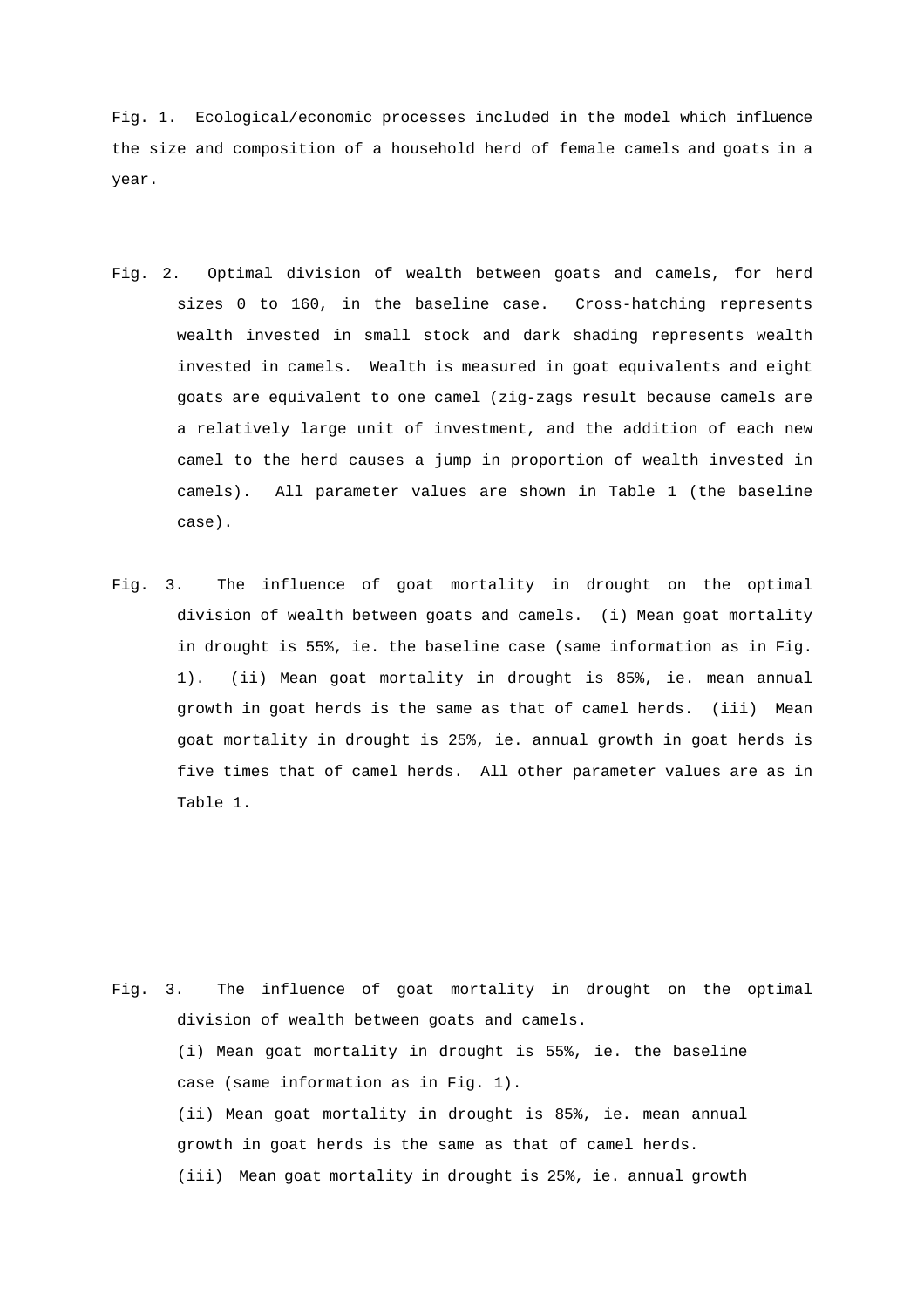Fig. 1. Ecological/economic processes included in the model which influence the size and composition of a household herd of female camels and goats in a year.

Fig. 2. Optimal division of wealth between goats and camels, for herd sizes 0 to 160, in the baseline case. Cross-hatching represents wealth invested in small stock and dark shading represents wealth invested in camels. Wealth is measured in goat equivalents and eight goats are equivalent to one camel (zig-zags result because camels are a relatively large unit of investment, and the addition of each new camel to the herd causes a jump in proportion of wealth invested in camels). All parameter values are shown in Table 1 (the baseline case).

Fig. 3. The influence of goat mortality in drought on the optimal division of wealth between goats and camels. (i) Mean goat mortality in drought is 55%, ie. the baseline case (same information as in Fig. 1). (ii) Mean goat mortality in drought is 85%, ie. mean annual growth in goat herds is the same as that of camel herds. (iii) Mean goat mortality in drought is 25%, ie. annual growth in goat herds is five times that of camel herds. All other parameter values are as in Table 1.

Fig. 3. The influence of goat mortality in drought on the optimal division of wealth between goats and camels.

(i) Mean goat mortality in drought is 55%, ie. the baseline case (same information as in Fig. 1).

(ii) Mean goat mortality in drought is 85%, ie. mean annual growth in goat herds is the same as that of camel herds.

(iii) Mean goat mortality in drought is 25%, ie. annual growth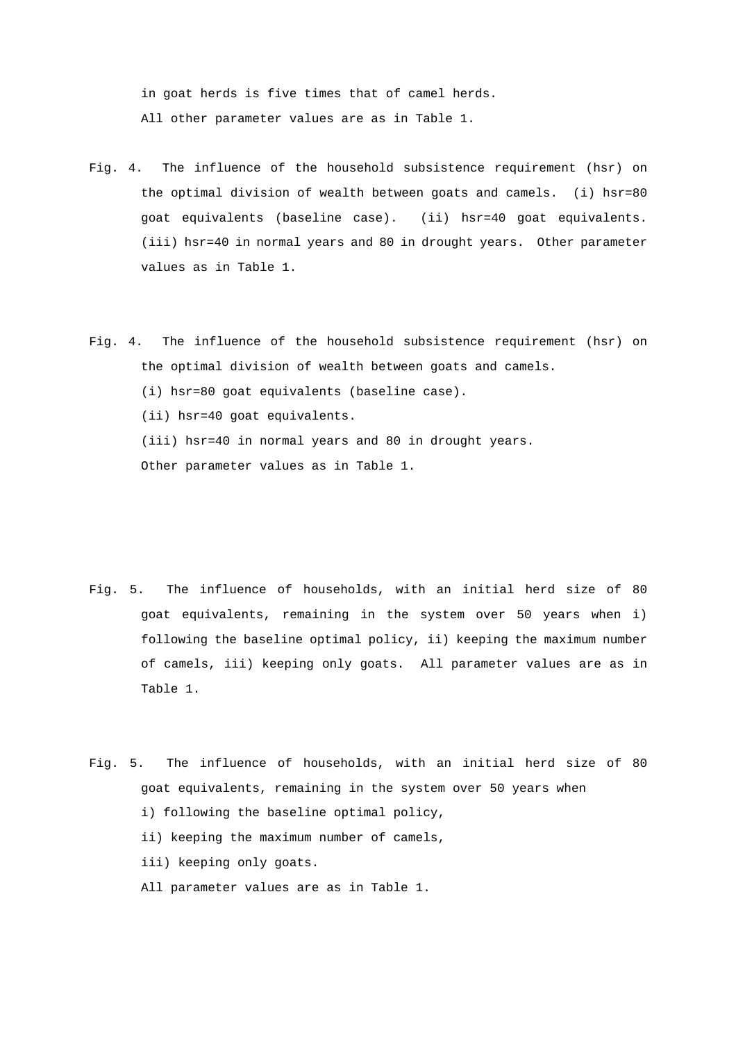in goat herds is five times that of camel herds.
All other parameter values are as in Table 1.

Fig. 4. The influence of the household subsistence requirement (hsr) on the optimal division of wealth between goats and camels. (i) hsr=80 goat equivalents (baseline case). (ii) hsr=40 goat equivalents. (iii) hsr=40 in normal years and 80 in drought years. Other parameter values as in Table 1.

Fig. 4. The influence of the household subsistence requirement (hsr) on the optimal division of wealth between goats and camels.

(i) hsr=80 goat equivalents (baseline case).

(ii) hsr=40 goat equivalents.

(iii) hsr=40 in normal years and 80 in drought years.

Other parameter values as in Table 1.

Fig. 5. The influence of households, with an initial herd size of 80 goat equivalents, remaining in the system over 50 years when i) following the baseline optimal policy, ii) keeping the maximum number of camels, iii) keeping only goats. All parameter values are as in Table 1.

Fig. 5. The influence of households, with an initial herd size of 80 goat equivalents, remaining in the system over 50 years when

i) following the baseline optimal policy,

ii) keeping the maximum number of camels,

iii) keeping only goats.

All parameter values are as in Table 1.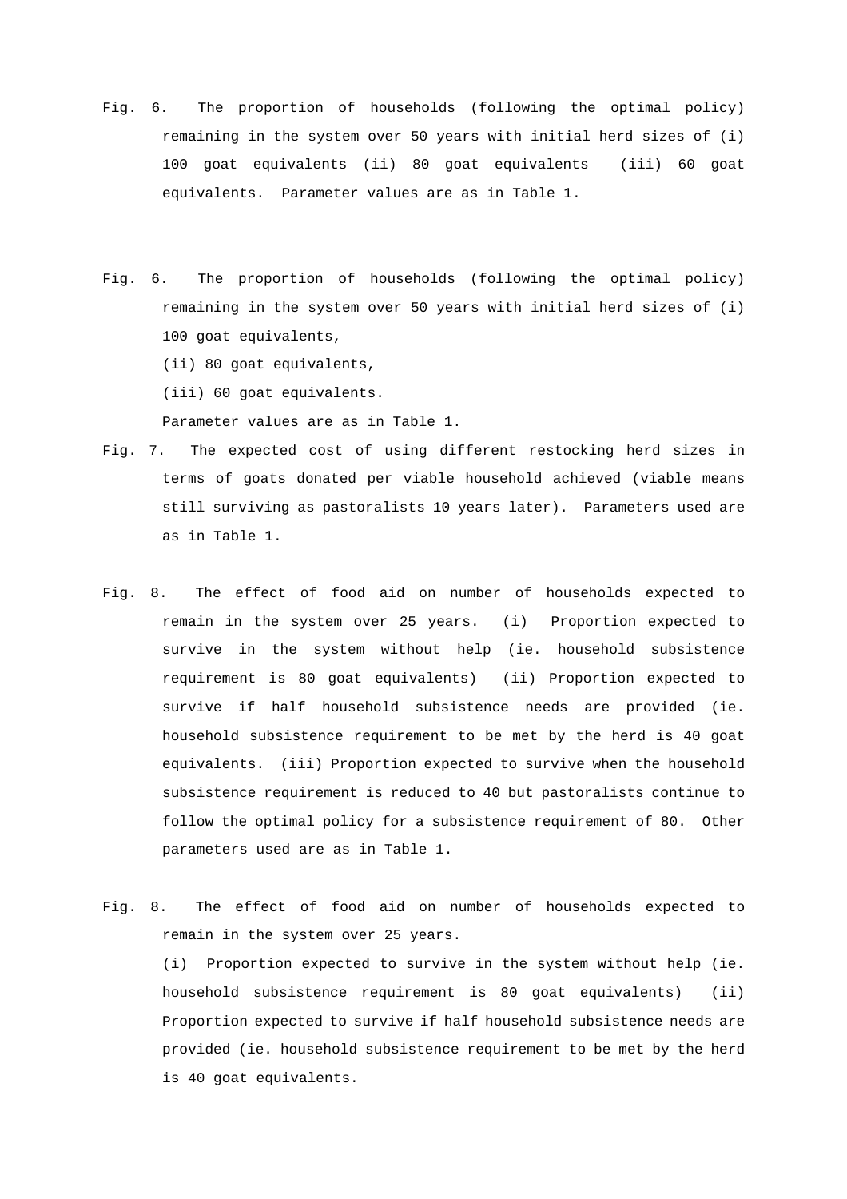Fig. 6. The proportion of households (following the optimal policy) remaining in the system over 50 years with initial herd sizes of (i) 100 goat equivalents (ii) 80 goat equivalents (iii) 60 goat equivalents. Parameter values are as in Table 1.

Fig. 6. The proportion of households (following the optimal policy) remaining in the system over 50 years with initial herd sizes of (i) 100 goat equivalents,

(ii) 80 goat equivalents,

(iii) 60 goat equivalents.

Parameter values are as in Table 1.

Fig. 7. The expected cost of using different restocking herd sizes in terms of goats donated per viable household achieved (viable means still surviving as pastoralists 10 years later). Parameters used are as in Table 1.

Fig. 8. The effect of food aid on number of households expected to remain in the system over 25 years. (i) Proportion expected to survive in the system without help (ie. household subsistence requirement is 80 goat equivalents) (ii) Proportion expected to survive if half household subsistence needs are provided (ie. household subsistence requirement to be met by the herd is 40 goat equivalents. (iii) Proportion expected to survive when the household subsistence requirement is reduced to 40 but pastoralists continue to follow the optimal policy for a subsistence requirement of 80. Other parameters used are as in Table 1.

Fig. 8. The effect of food aid on number of households expected to remain in the system over 25 years.

(i) Proportion expected to survive in the system without help (ie. household subsistence requirement is 80 goat equivalents) (ii) Proportion expected to survive if half household subsistence needs are provided (ie. household subsistence requirement to be met by the herd is 40 goat equivalents.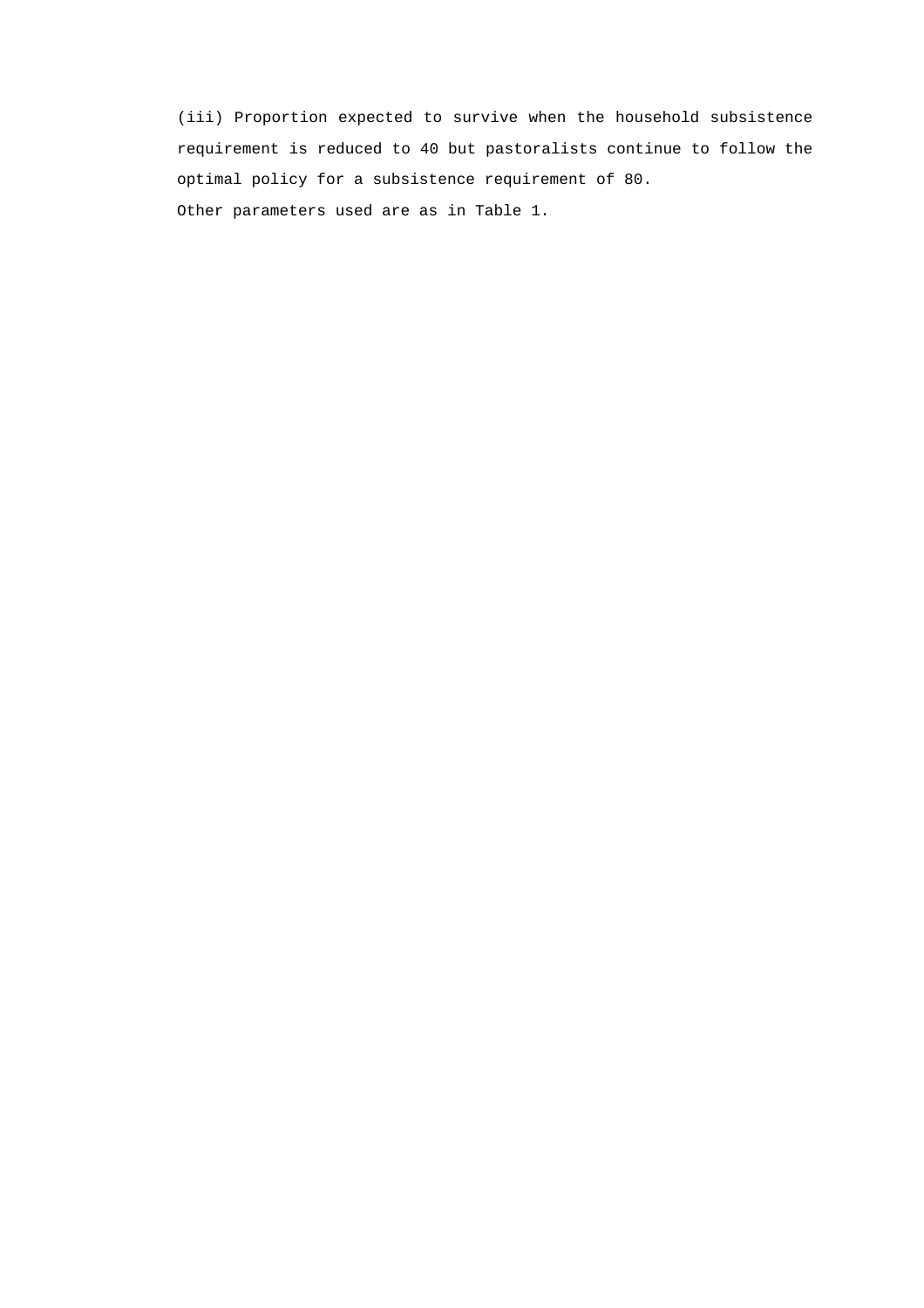(iii) Proportion expected to survive when the household subsistence requirement is reduced to 40 but pastoralists continue to follow the optimal policy for a subsistence requirement of 80.

Other parameters used are as in Table 1.